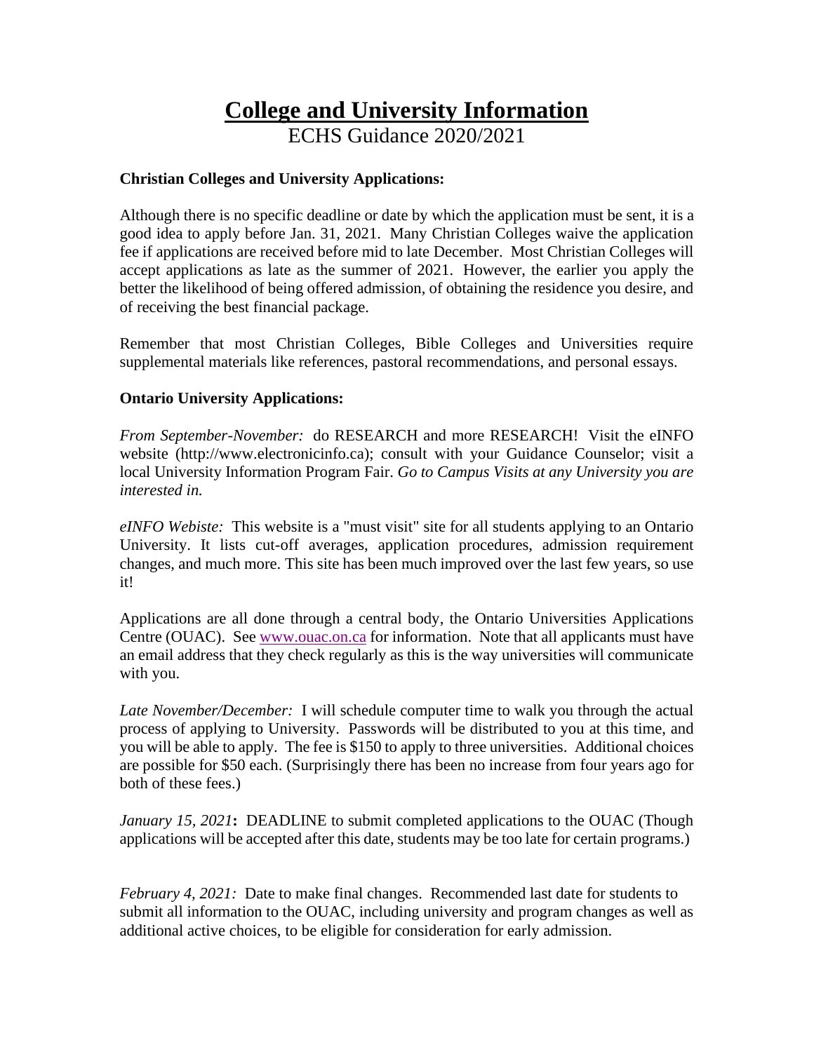# College and University Information

ECHS Guidance 2020/2021

**Christian Colleges and University Applications:**

Although there is no specific deadline or date by which the application must be sent, it is a good idea to apply before Jan. 31, 2021. Many Christian Colleges waive the application fee if applications are received before mid to late December. Most Christian Colleges will accept applications as late as the summer of 2021. However, the earlier you apply the better the likelihood of being offered admission, of obtaining the residence you desire, and of receiving the best financial package.

Remember that most Christian Colleges, Bible Colleges and Universities require supplemental materials like references, pastoral recommendations, and personal essays.

**Ontario University Applications:**

*From September-November:* do RESEARCH and more RESEARCH! Visit the eINFO website (http://www.electronicinfo.ca); consult with your Guidance Counselor; visit a local University Information Program Fair. *Go to Campus Visits at any University you are interested in.*

*eINFO Webiste:* This website is a "must visit" site for all students applying to an Ontario University. It lists cut-off averages, application procedures, admission requirement changes, and much more. This site has been much improved over the last few years, so use it!

Applications are all done through a central body, the Ontario Universities Applications Centre (OUAC). See [www.ouac.on.ca](http://www.ouac.on.ca) for information. Note that all applicants must have an email address that they check regularly as this is the way universities will communicate with you.

*Late November/December:* I will schedule computer time to walk you through the actual process of applying to University. Passwords will be distributed to you at this time, and you will be able to apply. The fee is $150 to apply to three universities. Additional choices are possible for $50 each. (Surprisingly there has been no increase from four years ago for both of these fees.)

*January 15, 2021***:** DEADLINE to submit completed applications to the OUAC (Though applications will be accepted after this date, students may be too late for certain programs.)

*February 4, 2021:* Date to make final changes. Recommended last date for students to submit all information to the OUAC, including university and program changes as well as additional active choices, to be eligible for consideration for early admission.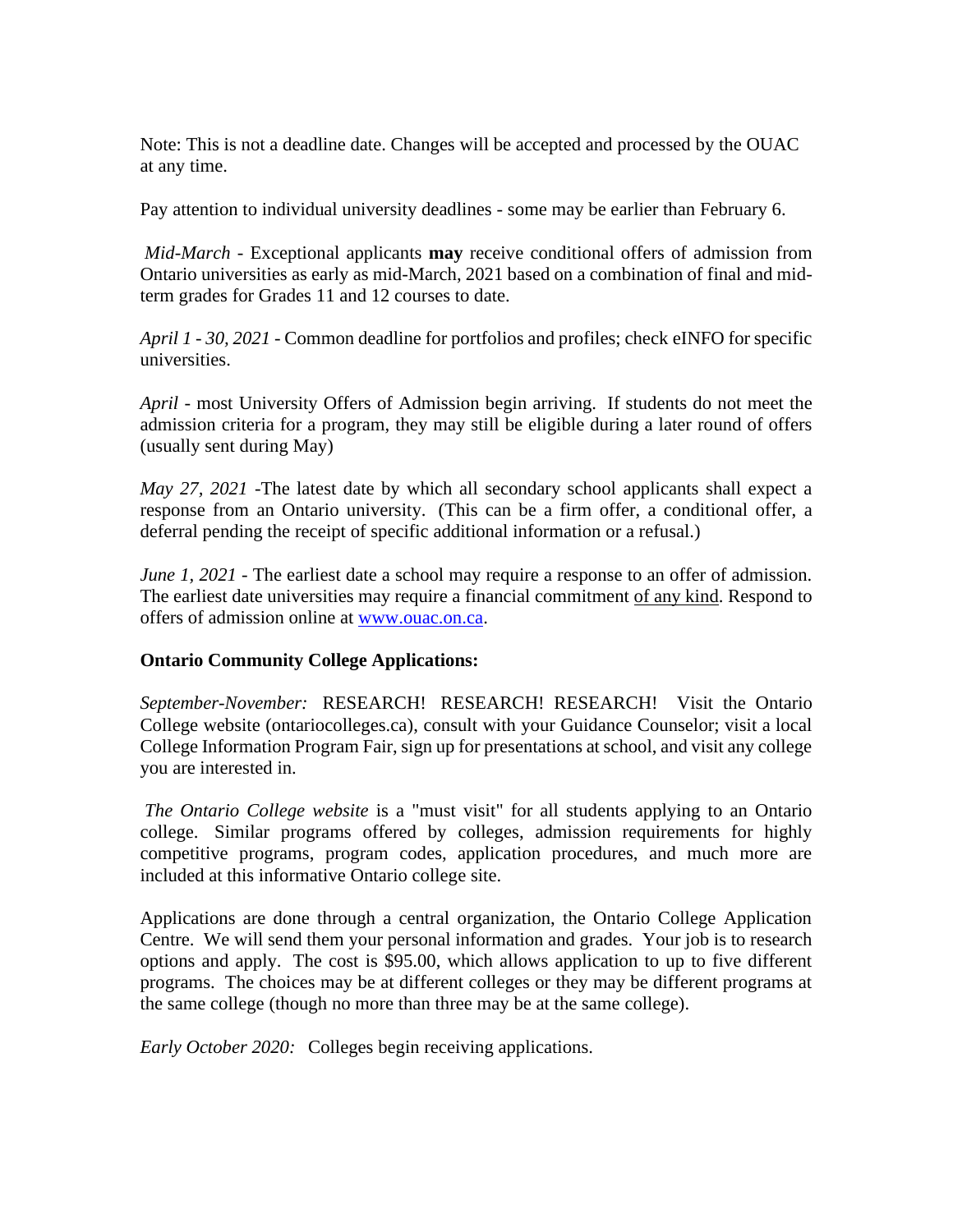Note: This is not a deadline date. Changes will be accepted and processed by the OUAC at any time.

Pay attention to individual university deadlines - some may be earlier than February 6.

*Mid-March* - Exceptional applicants **may** receive conditional offers of admission from Ontario universities as early as mid-March, 2021 based on a combination of final and mid-term grades for Grades 11 and 12 courses to date.

*April 1 - 30, 2021* - Common deadline for portfolios and profiles; check eINFO for specific universities.

*April* - most University Offers of Admission begin arriving. If students do not meet the admission criteria for a program, they may still be eligible during a later round of offers (usually sent during May)

*May 27, 2021* -The latest date by which all secondary school applicants shall expect a response from an Ontario university. (This can be a firm offer, a conditional offer, a deferral pending the receipt of specific additional information or a refusal.)

*June 1, 2021* - The earliest date a school may require a response to an offer of admission. The earliest date universities may require a financial commitment <u>of any kind</u>. Respond to offers of admission online at [www.ouac.on.ca](http://www.ouac.on.ca).

**Ontario Community College Applications:**

*September-November:* RESEARCH! RESEARCH! RESEARCH! Visit the Ontario College website (ontariocolleges.ca), consult with your Guidance Counselor; visit a local College Information Program Fair, sign up for presentations at school, and visit any college you are interested in.

*The Ontario College website* is a "must visit" for all students applying to an Ontario college. Similar programs offered by colleges, admission requirements for highly competitive programs, program codes, application procedures, and much more are included at this informative Ontario college site.

Applications are done through a central organization, the Ontario College Application Centre. We will send them your personal information and grades. Your job is to research options and apply. The cost is $95.00, which allows application to up to five different programs. The choices may be at different colleges or they may be different programs at the same college (though no more than three may be at the same college).

*Early October 2020:* Colleges begin receiving applications.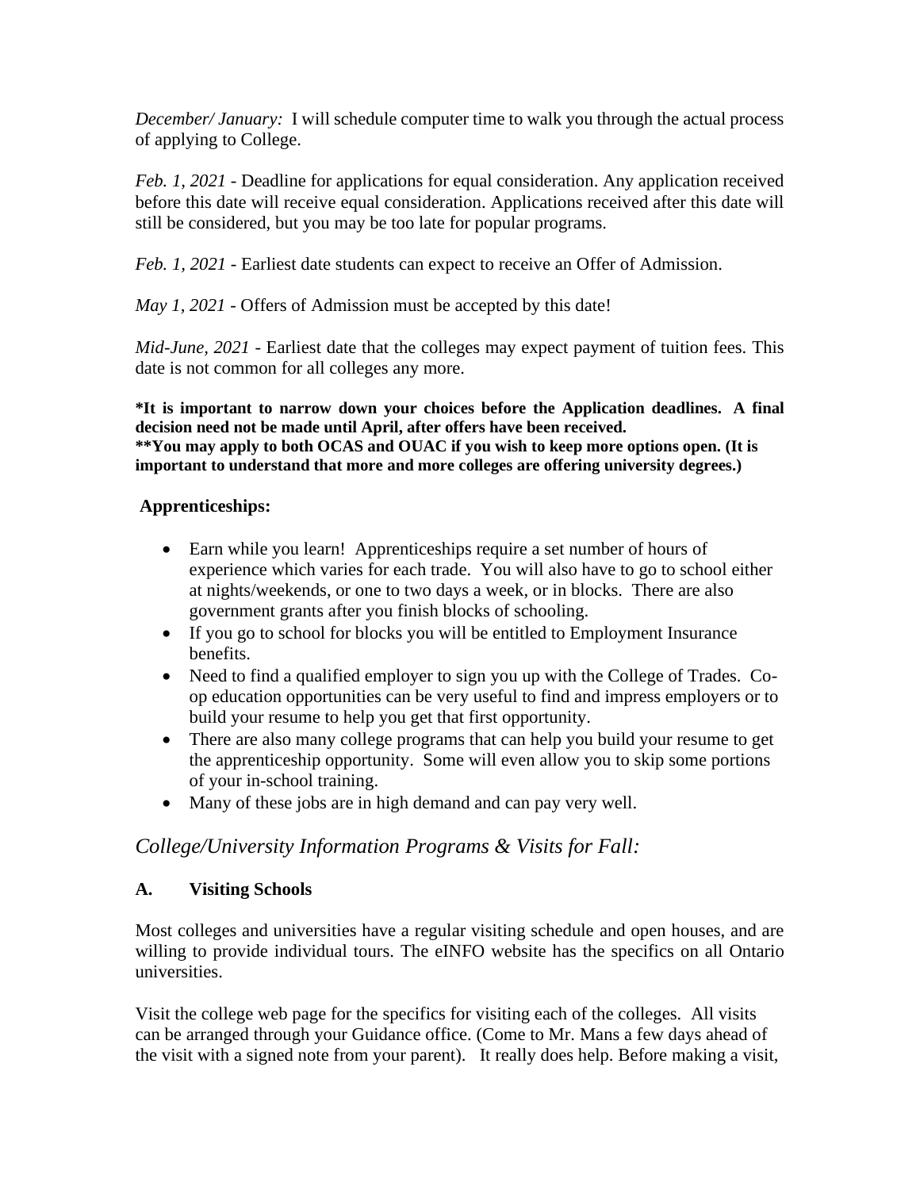*December/ January:* I will schedule computer time to walk you through the actual process of applying to College.

*Feb. 1, 2021* - Deadline for applications for equal consideration. Any application received before this date will receive equal consideration. Applications received after this date will still be considered, but you may be too late for popular programs.

*Feb. 1, 2021* - Earliest date students can expect to receive an Offer of Admission.

*May 1, 2021* - Offers of Admission must be accepted by this date!

*Mid-June, 2021* - Earliest date that the colleges may expect payment of tuition fees. This date is not common for all colleges any more.

**\*It is important to narrow down your choices before the Application deadlines. A final decision need not be made until April, after offers have been received.**
**\*\*You may apply to both OCAS and OUAC if you wish to keep more options open. (It is important to understand that more and more colleges are offering university degrees.)**

**Apprenticeships:**

- Earn while you learn! Apprenticeships require a set number of hours of experience which varies for each trade. You will also have to go to school either at nights/weekends, or one to two days a week, or in blocks. There are also government grants after you finish blocks of schooling.
- If you go to school for blocks you will be entitled to Employment Insurance benefits.
- Need to find a qualified employer to sign you up with the College of Trades. Co-op education opportunities can be very useful to find and impress employers or to build your resume to help you get that first opportunity.
- There are also many college programs that can help you build your resume to get the apprenticeship opportunity. Some will even allow you to skip some portions of your in-school training.
- Many of these jobs are in high demand and can pay very well.

## *College/University Information Programs & Visits for Fall:*

### A. Visiting Schools

Most colleges and universities have a regular visiting schedule and open houses, and are willing to provide individual tours. The eINFO website has the specifics on all Ontario universities.

Visit the college web page for the specifics for visiting each of the colleges. All visits can be arranged through your Guidance office. (Come to Mr. Mans a few days ahead of the visit with a signed note from your parent). It really does help. Before making a visit,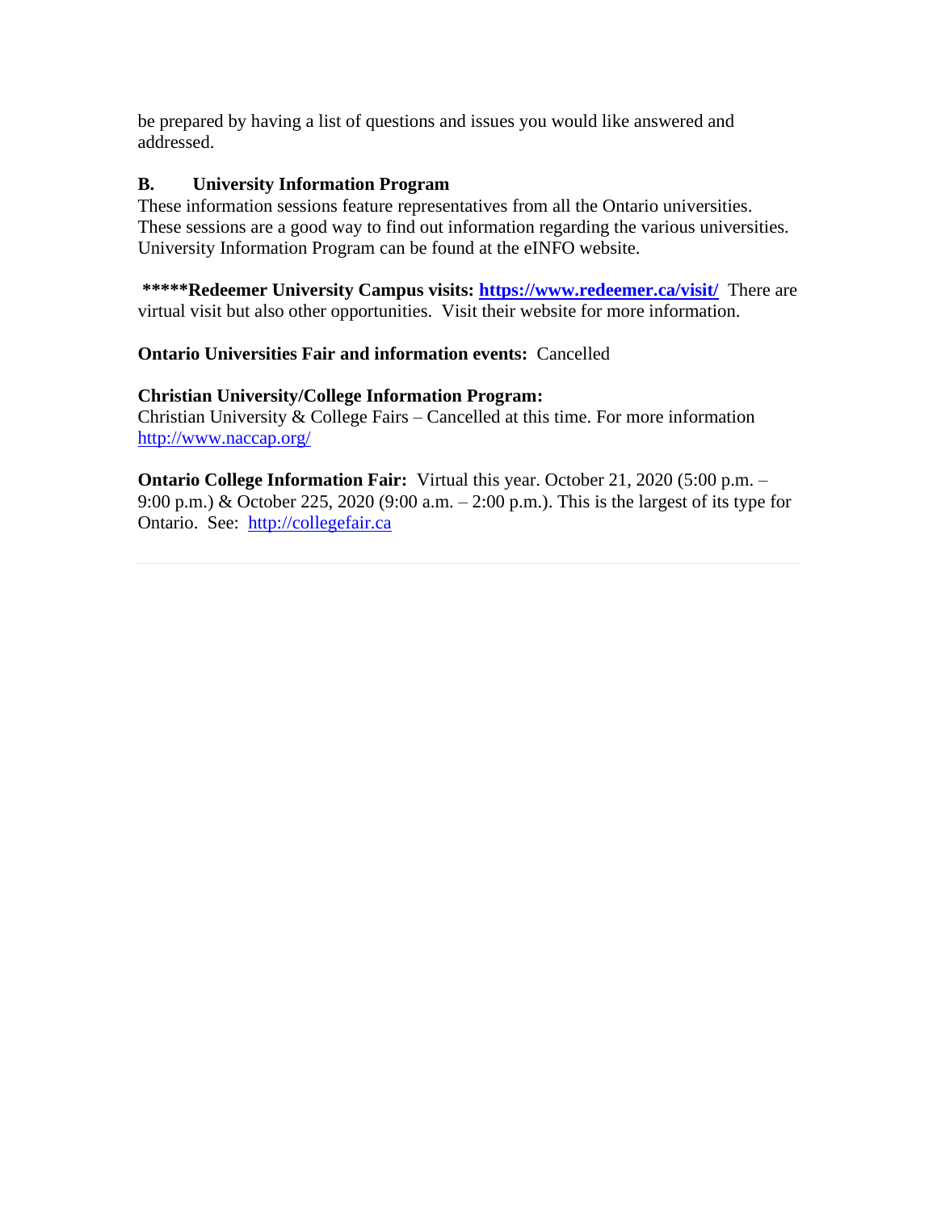be prepared by having a list of questions and issues you would like answered and addressed.

### B. University Information Program

These information sessions feature representatives from all the Ontario universities. These sessions are a good way to find out information regarding the various universities. University Information Program can be found at the eINFO website.

**\*\*\*\*\*Redeemer University Campus visits: [https://www.redeemer.ca/visit/](https://www.redeemer.ca/visit/)** There are virtual visit but also other opportunities. Visit their website for more information.

**Ontario Universities Fair and information events:** Cancelled

**Christian University/College Information Program:**
Christian University & College Fairs – Cancelled at this time. For more information [http://www.naccap.org/](http://www.naccap.org/)

**Ontario College Information Fair:** Virtual this year. October 21, 2020 (5:00 p.m. – 9:00 p.m.) & October 225, 2020 (9:00 a.m. – 2:00 p.m.). This is the largest of its type for Ontario. See: [http://collegefair.ca](http://collegefair.ca)

---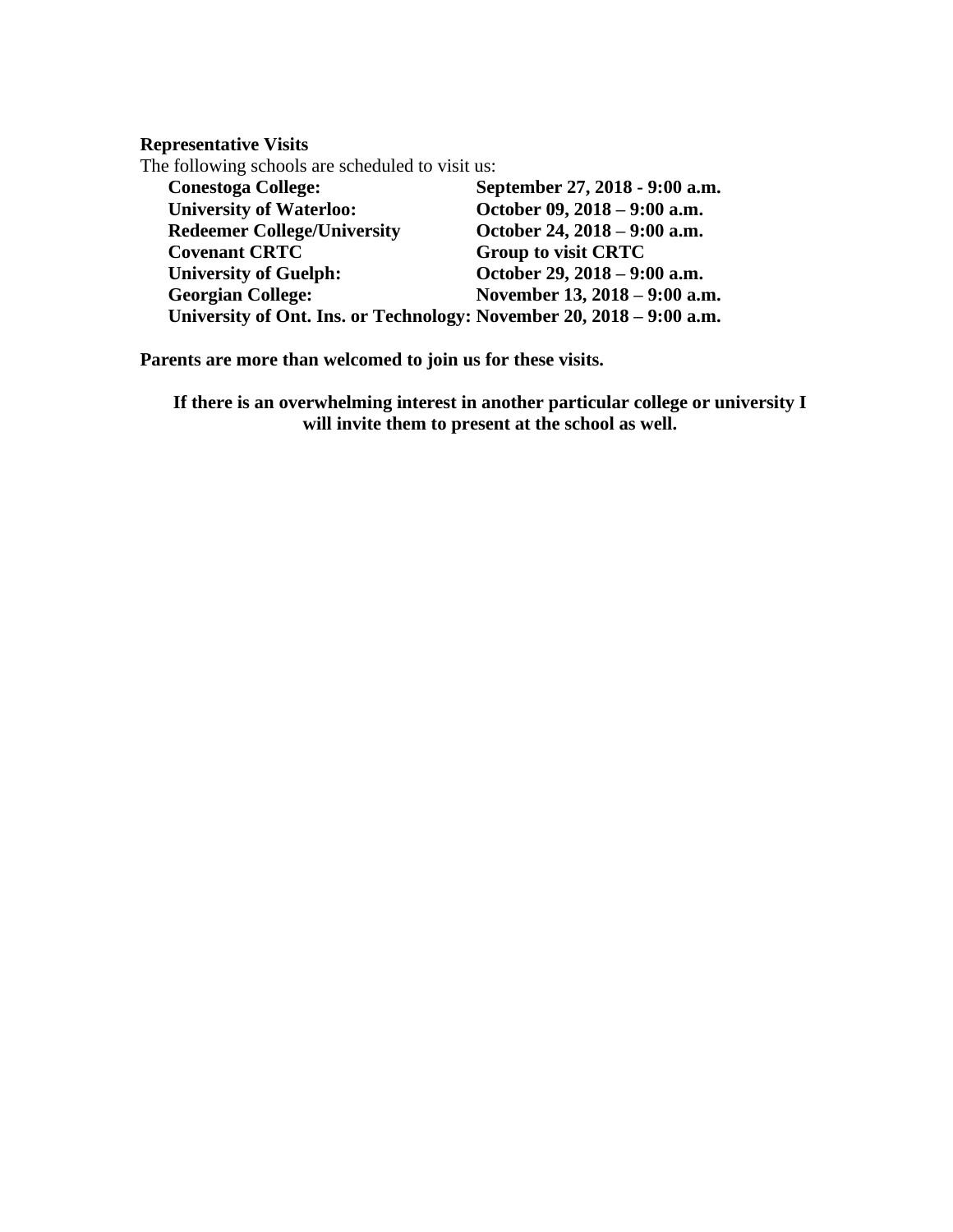**Representative Visits**

The following schools are scheduled to visit us:

| | |
|---|---|
| **Conestoga College:** | **September 27, 2018 - 9:00 a.m.** |
| **University of Waterloo:** | **October 09, 2018 – 9:00 a.m.** |
| **Redeemer College/University** | **October 24, 2018 – 9:00 a.m.** |
| **Covenant CRTC** | **Group to visit CRTC** |
| **University of Guelph:** | **October 29, 2018 – 9:00 a.m.** |
| **Georgian College:** | **November 13, 2018 – 9:00 a.m.** |
| **University of Ont. Ins. or Technology:** | **November 20, 2018 – 9:00 a.m.** |

**Parents are more than welcomed to join us for these visits.**

**If there is an overwhelming interest in another particular college or university I will invite them to present at the school as well.**